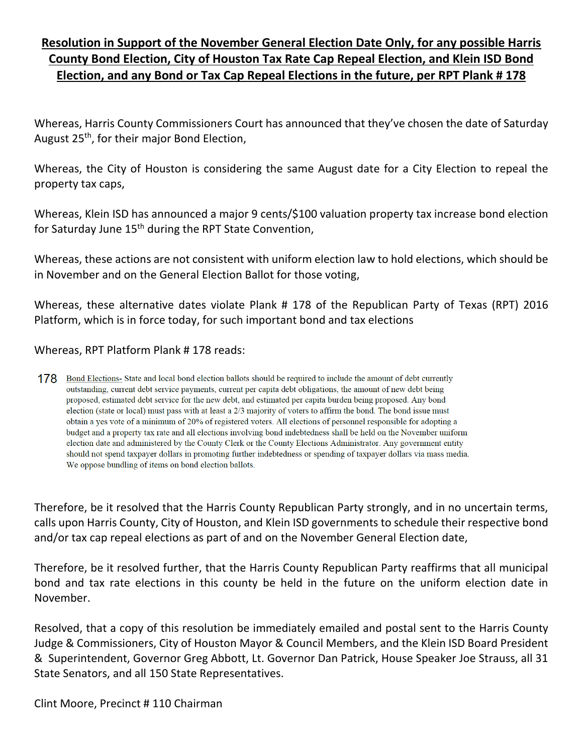**Resolution in Support of the November General Election Date Only, for any possible Harris County Bond Election, City of Houston Tax Rate Cap Repeal Election, and Klein ISD Bond Election, and any Bond or Tax Cap Repeal Elections in the future, per RPT Plank # 178**

Whereas, Harris County Commissioners Court has announced that they've chosen the date of Saturday August 25th, for their major Bond Election,

Whereas, the City of Houston is considering the same August date for a City Election to repeal the property tax caps,

Whereas, Klein ISD has announced a major 9 cents/$100 valuation property tax increase bond election for Saturday June 15th during the RPT State Convention,

Whereas, these actions are not consistent with uniform election law to hold elections, which should be in November and on the General Election Ballot for those voting,

Whereas, these alternative dates violate Plank # 178 of the Republican Party of Texas (RPT) 2016 Platform, which is in force today, for such important bond and tax elections

Whereas, RPT Platform Plank # 178 reads:

178 Bond Elections- State and local bond election ballots should be required to include the amount of debt currently outstanding, current debt service payments, current per capita debt obligations, the amount of new debt being proposed, estimated debt service for the new debt, and estimated per capita burden being proposed. Any bond election (state or local) must pass with at least a 2/3 majority of voters to affirm the bond. The bond issue must obtain a yes vote of a minimum of 20% of registered voters. All elections of personnel responsible for adopting a budget and a property tax rate and all elections involving bond indebtedness shall be held on the November uniform election date and administered by the County Clerk or the County Elections Administrator. Any government entity should not spend taxpayer dollars in promoting further indebtedness or spending of taxpayer dollars via mass media. We oppose bundling of items on bond election ballots.

Therefore, be it resolved that the Harris County Republican Party strongly, and in no uncertain terms, calls upon Harris County, City of Houston, and Klein ISD governments to schedule their respective bond and/or tax cap repeal elections as part of and on the November General Election date,

Therefore, be it resolved further, that the Harris County Republican Party reaffirms that all municipal bond and tax rate elections in this county be held in the future on the uniform election date in November.

Resolved, that a copy of this resolution be immediately emailed and postal sent to the Harris County Judge & Commissioners, City of Houston Mayor & Council Members, and the Klein ISD Board President & Superintendent, Governor Greg Abbott, Lt. Governor Dan Patrick, House Speaker Joe Strauss, all 31 State Senators, and all 150 State Representatives.

Clint Moore, Precinct # 110 Chairman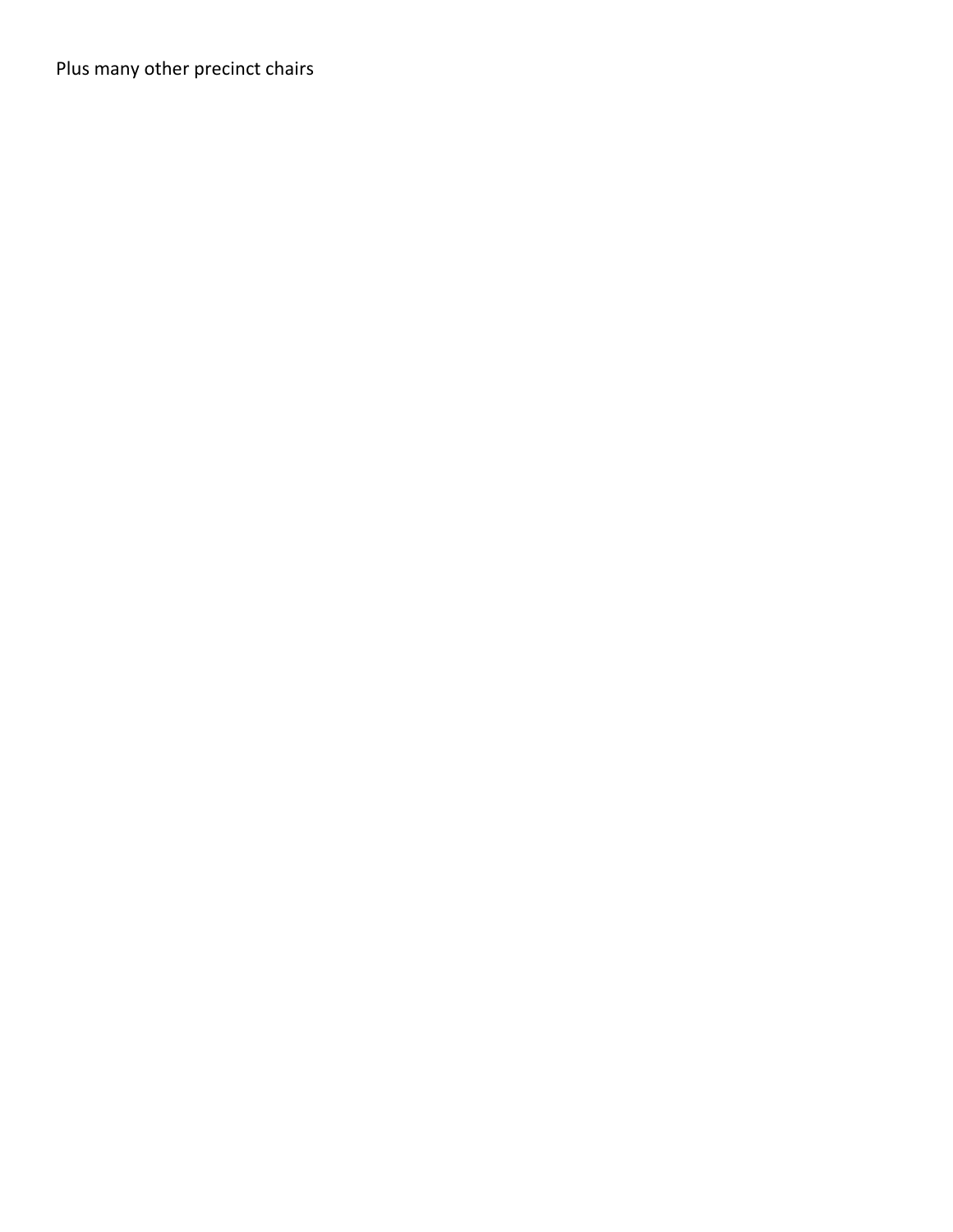Plus many other precinct chairs